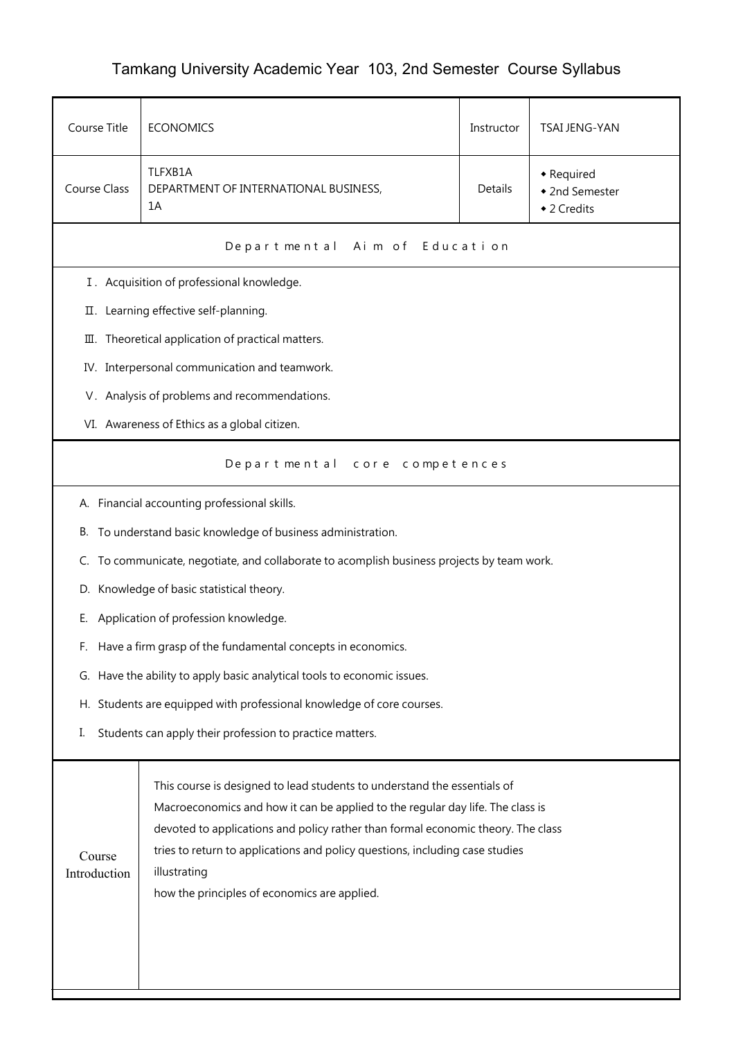# Tamkang University Academic Year 103, 2nd Semester Course Syllabus

| Course Title | ECONOMICS | Instructor | TSAI JENG-YAN |
|---|---|---|---|
| Course Class | TLFXB1A<br>DEPARTMENT OF INTERNATIONAL BUSINESS, 1A | Details | ◆ Required<br>◆ 2nd Semester<br>◆ 2 Credits |

## Departmental Aim of Education

Ⅰ. Acquisition of professional knowledge.

Ⅱ. Learning effective self-planning.

Ⅲ. Theoretical application of practical matters.

IV. Interpersonal communication and teamwork.

Ⅴ. Analysis of problems and recommendations.

VI. Awareness of Ethics as a global citizen.

## Departmental core competences

A. Financial accounting professional skills.

B. To understand basic knowledge of business administration.

C. To communicate, negotiate, and collaborate to acomplish business projects by team work.

D. Knowledge of basic statistical theory.

E. Application of profession knowledge.

F. Have a firm grasp of the fundamental concepts in economics.

G. Have the ability to apply basic analytical tools to economic issues.

H. Students are equipped with professional knowledge of core courses.

I. Students can apply their profession to practice matters.

| Course Introduction | This course is designed to lead students to understand the essentials of Macroeconomics and how it can be applied to the regular day life. The class is devoted to applications and policy rather than formal economic theory. The class tries to return to applications and policy questions, including case studies illustrating<br>how the principles of economics are applied. |
|---|---|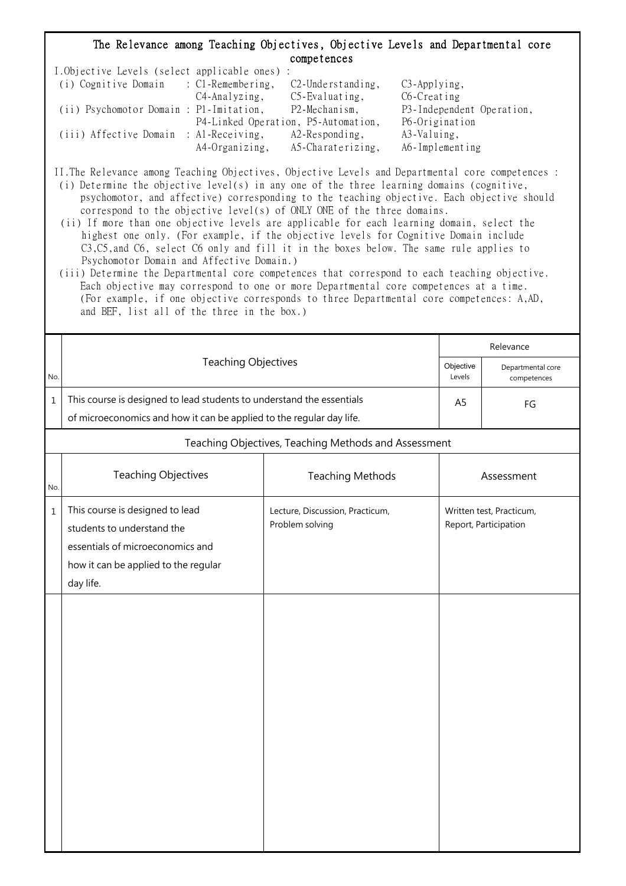## The Relevance among Teaching Objectives, Objective Levels and Departmental core competences

I.Objective Levels (select applicable ones) :

(i) Cognitive Domain : C1-Remembering, C2-Understanding, C3-Applying, C4-Analyzing, C5-Evaluating, C6-Creating

(ii) Psychomotor Domain : P1-Imitation, P2-Mechanism, P3-Independent Operation, P4-Linked Operation, P5-Automation, P6-Origination

(iii) Affective Domain : A1-Receiving, A2-Responding, A3-Valuing, A4-Organizing, A5-Charaterizing, A6-Implementing

II.The Relevance among Teaching Objectives, Objective Levels and Departmental core competences :

(i) Determine the objective level(s) in any one of the three learning domains (cognitive, psychomotor, and affective) corresponding to the teaching objective. Each objective should correspond to the objective level(s) of ONLY ONE of the three domains.

(ii) If more than one objective levels are applicable for each learning domain, select the highest one only. (For example, if the objective levels for Cognitive Domain include C3,C5,and C6, select C6 only and fill it in the boxes below. The same rule applies to Psychomotor Domain and Affective Domain.)

(iii) Determine the Departmental core competences that correspond to each teaching objective. Each objective may correspond to one or more Departmental core competences at a time. (For example, if one objective corresponds to three Departmental core competences: A,AD, and BEF, list all of the three in the box.)

| No. | Teaching Objectives | Relevance | |
|---|---|---|---|
| | | Objective Levels | Departmental core competences |
| 1 | This course is designed to lead students to understand the essentials of microeconomics and how it can be applied to the regular day life. | A5 | FG |

### Teaching Objectives, Teaching Methods and Assessment

| No. | Teaching Objectives | Teaching Methods | Assessment |
|---|---|---|---|
| 1 | This course is designed to lead students to understand the essentials of microeconomics and how it can be applied to the regular day life. | Lecture, Discussion, Practicum, Problem solving | Written test, Practicum, Report, Participation |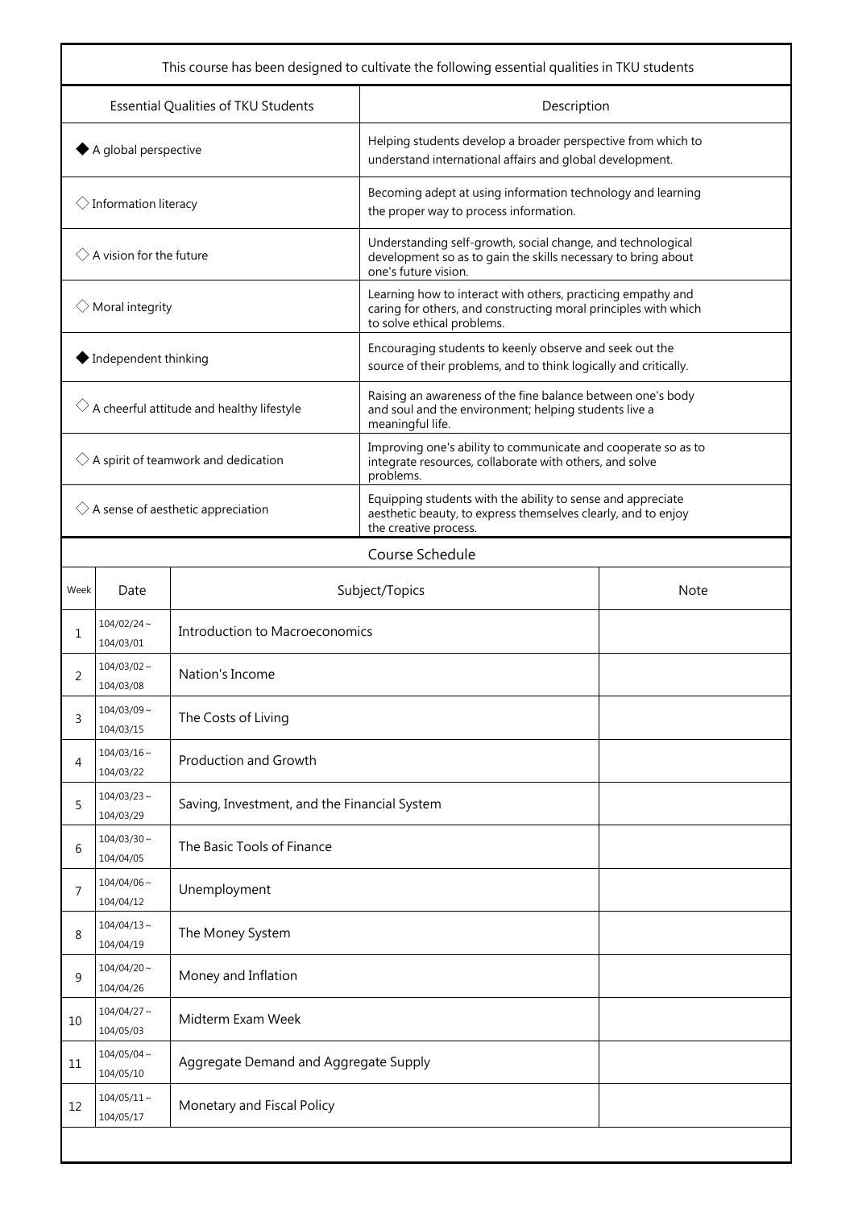| This course has been designed to cultivate the following essential qualities in TKU students | |
|---|---|
| Essential Qualities of TKU Students | Description |
| ◆ A global perspective | Helping students develop a broader perspective from which to understand international affairs and global development. |
| ◇ Information literacy | Becoming adept at using information technology and learning the proper way to process information. |
| ◇ A vision for the future | Understanding self-growth, social change, and technological development so as to gain the skills necessary to bring about one's future vision. |
| ◇ Moral integrity | Learning how to interact with others, practicing empathy and caring for others, and constructing moral principles with which to solve ethical problems. |
| ◆ Independent thinking | Encouraging students to keenly observe and seek out the source of their problems, and to think logically and critically. |
| ◇ A cheerful attitude and healthy lifestyle | Raising an awareness of the fine balance between one's body and soul and the environment; helping students live a meaningful life. |
| ◇ A spirit of teamwork and dedication | Improving one's ability to communicate and cooperate so as to integrate resources, collaborate with others, and solve problems. |
| ◇ A sense of aesthetic appreciation | Equipping students with the ability to sense and appreciate aesthetic beauty, to express themselves clearly, and to enjoy the creative process. |

Course Schedule

| Week | Date | Subject/Topics | Note |
|---|---|---|---|
| 1 | 104/02/24 ~ 104/03/01 | Introduction to Macroeconomics | |
| 2 | 104/03/02 ~ 104/03/08 | Nation's Income | |
| 3 | 104/03/09 ~ 104/03/15 | The Costs of Living | |
| 4 | 104/03/16 ~ 104/03/22 | Production and Growth | |
| 5 | 104/03/23 ~ 104/03/29 | Saving, Investment, and the Financial System | |
| 6 | 104/03/30 ~ 104/04/05 | The Basic Tools of Finance | |
| 7 | 104/04/06 ~ 104/04/12 | Unemployment | |
| 8 | 104/04/13 ~ 104/04/19 | The Money System | |
| 9 | 104/04/20 ~ 104/04/26 | Money and Inflation | |
| 10 | 104/04/27 ~ 104/05/03 | Midterm Exam Week | |
| 11 | 104/05/04 ~ 104/05/10 | Aggregate Demand and Aggregate Supply | |
| 12 | 104/05/11 ~ 104/05/17 | Monetary and Fiscal Policy | |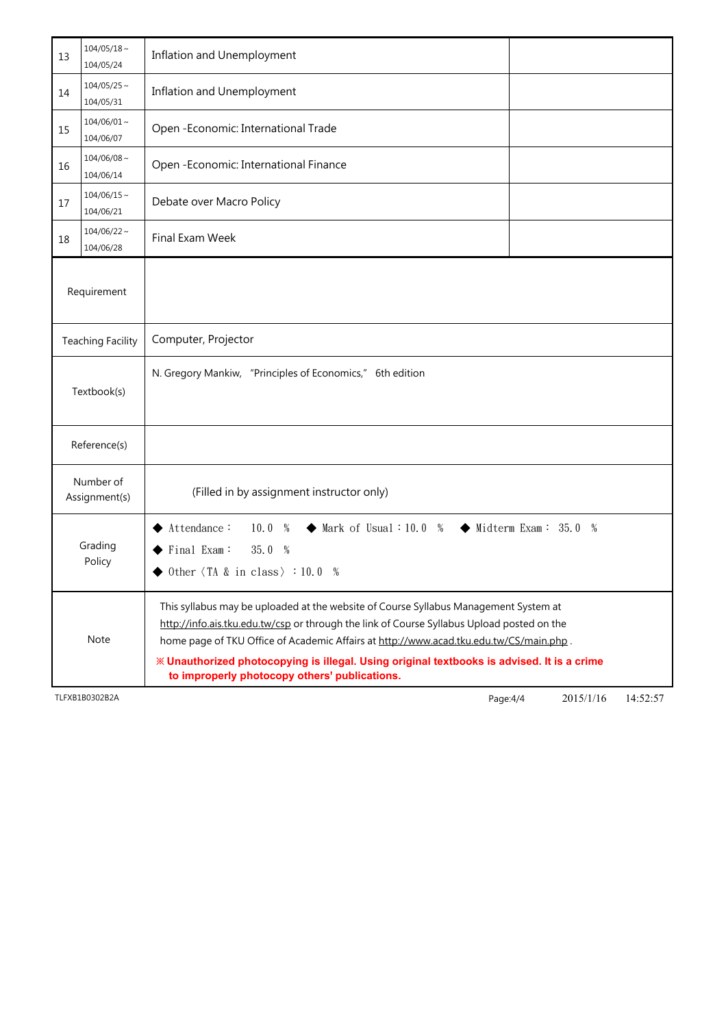| | | | |
|---|---|---|---|
| 13 | 104/05/18～104/05/24 | Inflation and Unemployment | |
| 14 | 104/05/25～104/05/31 | Inflation and Unemployment | |
| 15 | 104/06/01～104/06/07 | Open -Economic: International Trade | |
| 16 | 104/06/08～104/06/14 | Open -Economic: International Finance | |
| 17 | 104/06/15～104/06/21 | Debate over Macro Policy | |
| 18 | 104/06/22～104/06/28 | Final Exam Week | |

| | |
|---|---|
| Requirement | |
| Teaching Facility | Computer, Projector |
| Textbook(s) | N. Gregory Mankiw, "Principles of Economics," 6th edition |
| Reference(s) | |
| Number of Assignment(s) | (Filled in by assignment instructor only) |
| Grading Policy | ◆ Attendance： 10.0 % ◆ Mark of Usual：10.0 % ◆ Midterm Exam： 35.0 % ◆ Final Exam： 35.0 % ◆ Other〈TA & in class〉：10.0 % |
| Note | This syllabus may be uploaded at the website of Course Syllabus Management System at http://info.ais.tku.edu.tw/csp or through the link of Course Syllabus Upload posted on the home page of TKU Office of Academic Affairs at http://www.acad.tku.edu.tw/CS/main.php . **※ Unauthorized photocopying is illegal. Using original textbooks is advised. It is a crime to improperly photocopy others' publications.** |

TLFXB1B0302B2A 2015/1/16 14:52:57